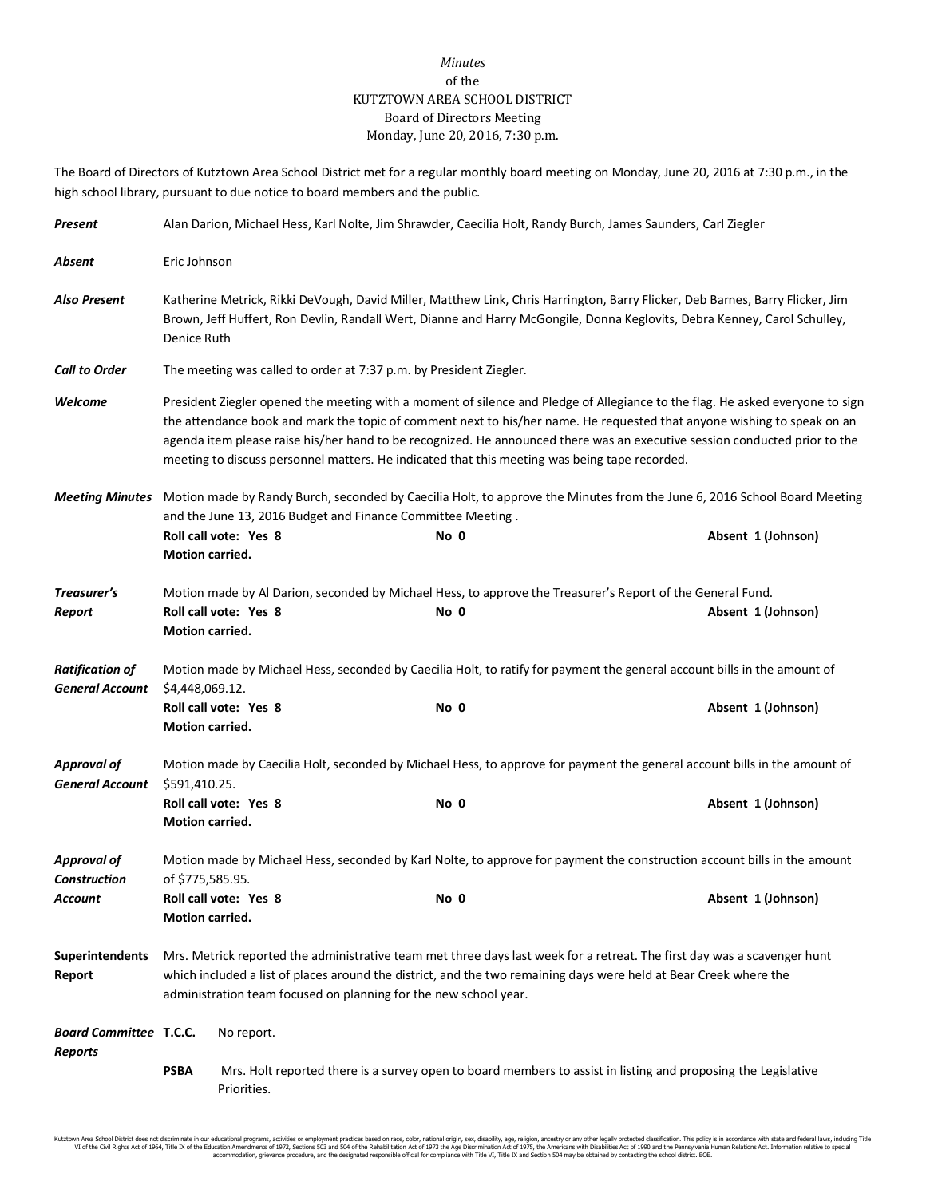*Minutes*
of the
KUTZTOWN AREA SCHOOL DISTRICT
Board of Directors Meeting
Monday, June 20, 2016, 7:30 p.m.

The Board of Directors of Kutztown Area School District met for a regular monthly board meeting on Monday, June 20, 2016 at 7:30 p.m., in the high school library, pursuant to due notice to board members and the public.

***Present*** Alan Darion, Michael Hess, Karl Nolte, Jim Shrawder, Caecilia Holt, Randy Burch, James Saunders, Carl Ziegler

***Absent*** Eric Johnson

***Also Present*** Katherine Metrick, Rikki DeVough, David Miller, Matthew Link, Chris Harrington, Barry Flicker, Deb Barnes, Barry Flicker, Jim Brown, Jeff Huffert, Ron Devlin, Randall Wert, Dianne and Harry McGongile, Donna Keglovits, Debra Kenney, Carol Schulley, Denice Ruth

***Call to Order*** The meeting was called to order at 7:37 p.m. by President Ziegler.

***Welcome*** President Ziegler opened the meeting with a moment of silence and Pledge of Allegiance to the flag. He asked everyone to sign the attendance book and mark the topic of comment next to his/her name. He requested that anyone wishing to speak on an agenda item please raise his/her hand to be recognized. He announced there was an executive session conducted prior to the meeting to discuss personnel matters. He indicated that this meeting was being tape recorded.

***Meeting Minutes*** Motion made by Randy Burch, seconded by Caecilia Holt, to approve the Minutes from the June 6, 2016 School Board Meeting and the June 13, 2016 Budget and Finance Committee Meeting .

**Roll call vote: Yes 8** **No 0** **Absent 1 (Johnson)**
**Motion carried.**

***Treasurer's Report*** Motion made by Al Darion, seconded by Michael Hess, to approve the Treasurer's Report of the General Fund.

**Roll call vote: Yes 8** **No 0** **Absent 1 (Johnson)**
**Motion carried.**

***Ratification of General Account*** Motion made by Michael Hess, seconded by Caecilia Holt, to ratify for payment the general account bills in the amount of $4,448,069.12.

**Roll call vote: Yes 8** **No 0** **Absent 1 (Johnson)**
**Motion carried.**

***Approval of General Account*** Motion made by Caecilia Holt, seconded by Michael Hess, to approve for payment the general account bills in the amount of $591,410.25.

**Roll call vote: Yes 8** **No 0** **Absent 1 (Johnson)**
**Motion carried.**

***Approval of Construction Account*** Motion made by Michael Hess, seconded by Karl Nolte, to approve for payment the construction account bills in the amount of $775,585.95.

**Roll call vote: Yes 8** **No 0** **Absent 1 (Johnson)**
**Motion carried.**

**Superintendents Report** Mrs. Metrick reported the administrative team met three days last week for a retreat. The first day was a scavenger hunt which included a list of places around the district, and the two remaining days were held at Bear Creek where the administration team focused on planning for the new school year.

***Board Committee Reports***

**T.C.C.** No report.

**PSBA** Mrs. Holt reported there is a survey open to board members to assist in listing and proposing the Legislative Priorities.

Kutztown Area School District does not discriminate in our educational programs, activities or employment practices based on race, color, national origin, sex, disability, age, religion, ancestry or any other legally protected classification. This policy is in accordance with state and federal laws, including Title VI of the Civil Rights Act of 1964, Title IX of the Education Amendments of 1972, Sections 503 and 504 of the Rehabilitation Act of 1973 the Age Discrimination Act of 1975, the Americans with Disabilities Act of 1990 and the Pennsylvania Human Relations Act. Information relative to special accommodation, grievance procedure, and the designated responsible official for compliance with Title VI, Title IX and Section 504 may be obtained by contacting the school district. EOE.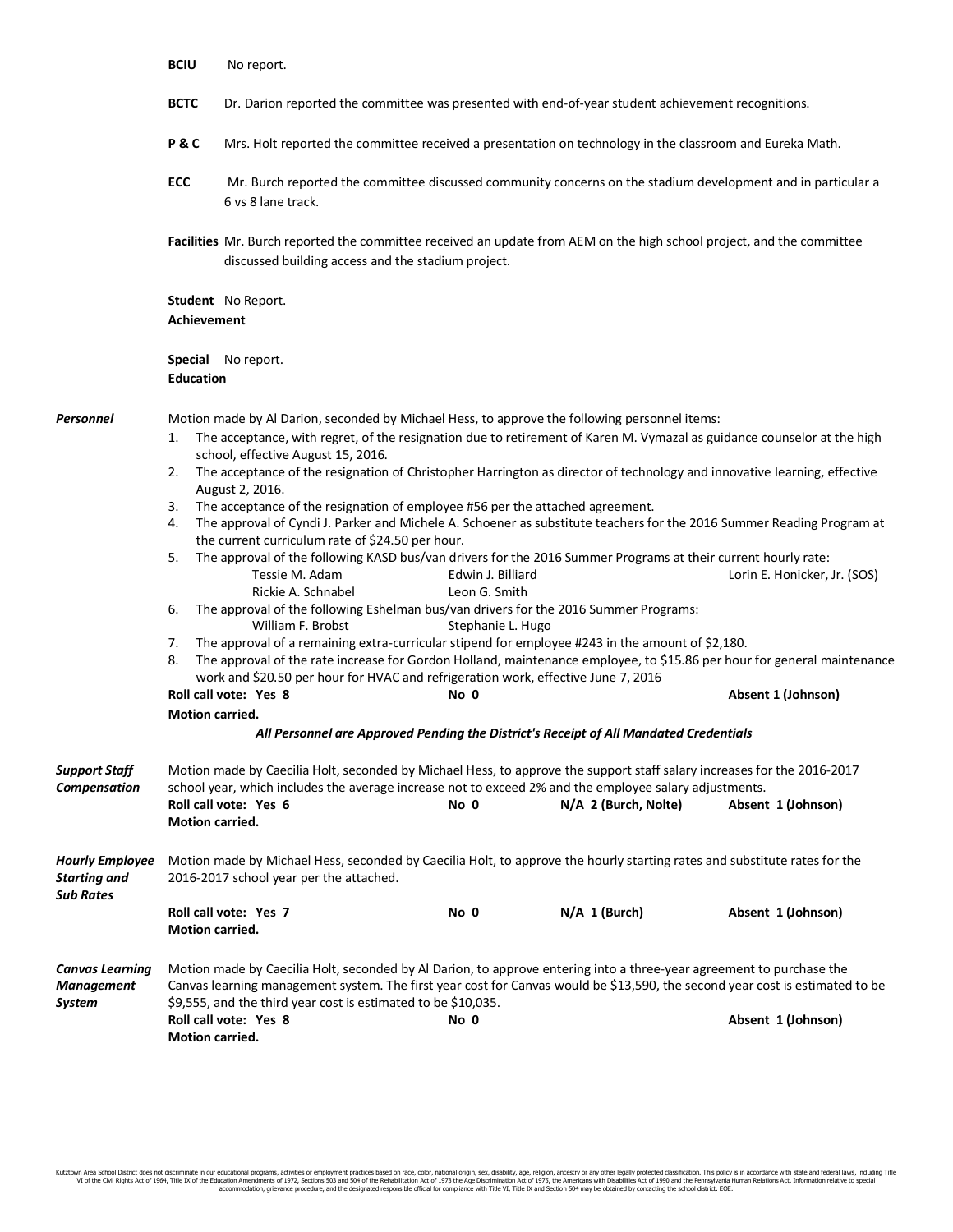**BCIU** No report.

**BCTC** Dr. Darion reported the committee was presented with end-of-year student achievement recognitions.

**P & C** Mrs. Holt reported the committee received a presentation on technology in the classroom and Eureka Math.

**ECC** Mr. Burch reported the committee discussed community concerns on the stadium development and in particular a 6 vs 8 lane track.

**Facilities** Mr. Burch reported the committee received an update from AEM on the high school project, and the committee discussed building access and the stadium project.

**Student Achievement** No Report.

**Special Education** No report.

***Personnel***

Motion made by Al Darion, seconded by Michael Hess, to approve the following personnel items:

1. The acceptance, with regret, of the resignation due to retirement of Karen M. Vymazal as guidance counselor at the high school, effective August 15, 2016.
2. The acceptance of the resignation of Christopher Harrington as director of technology and innovative learning, effective August 2, 2016.
3. The acceptance of the resignation of employee #56 per the attached agreement.
4. The approval of Cyndi J. Parker and Michele A. Schoener as substitute teachers for the 2016 Summer Reading Program at the current curriculum rate of $24.50 per hour.
5. The approval of the following KASD bus/van drivers for the 2016 Summer Programs at their current hourly rate:
   - Tessie M. Adam
   - Edwin J. Billiard
   - Lorin E. Honicker, Jr. (SOS)
   - Rickie A. Schnabel
   - Leon G. Smith
6. The approval of the following Eshelman bus/van drivers for the 2016 Summer Programs:
   - William F. Brobst
   - Stephanie L. Hugo
7. The approval of a remaining extra-curricular stipend for employee #243 in the amount of $2,180.
8. The approval of the rate increase for Gordon Holland, maintenance employee, to $15.86 per hour for general maintenance work and $20.50 per hour for HVAC and refrigeration work, effective June 7, 2016

**Roll call vote: Yes 8** **No 0** **Absent 1 (Johnson)**
**Motion carried.**

***All Personnel are Approved Pending the District's Receipt of All Mandated Credentials***

***Support Staff Compensation***

Motion made by Caecilia Holt, seconded by Michael Hess, to approve the support staff salary increases for the 2016-2017 school year, which includes the average increase not to exceed 2% and the employee salary adjustments.

**Roll call vote: Yes 6** **No 0** **N/A 2 (Burch, Nolte)** **Absent 1 (Johnson)**
**Motion carried.**

***Hourly Employee Starting and Sub Rates***

Motion made by Michael Hess, seconded by Caecilia Holt, to approve the hourly starting rates and substitute rates for the 2016-2017 school year per the attached.

**Roll call vote: Yes 7** **No 0** **N/A 1 (Burch)** **Absent 1 (Johnson)**
**Motion carried.**

***Canvas Learning Management System***

Motion made by Caecilia Holt, seconded by Al Darion, to approve entering into a three-year agreement to purchase the Canvas learning management system. The first year cost for Canvas would be $13,590, the second year cost is estimated to be $9,555, and the third year cost is estimated to be $10,035.

**Roll call vote: Yes 8** **No 0** **Absent 1 (Johnson)**
**Motion carried.**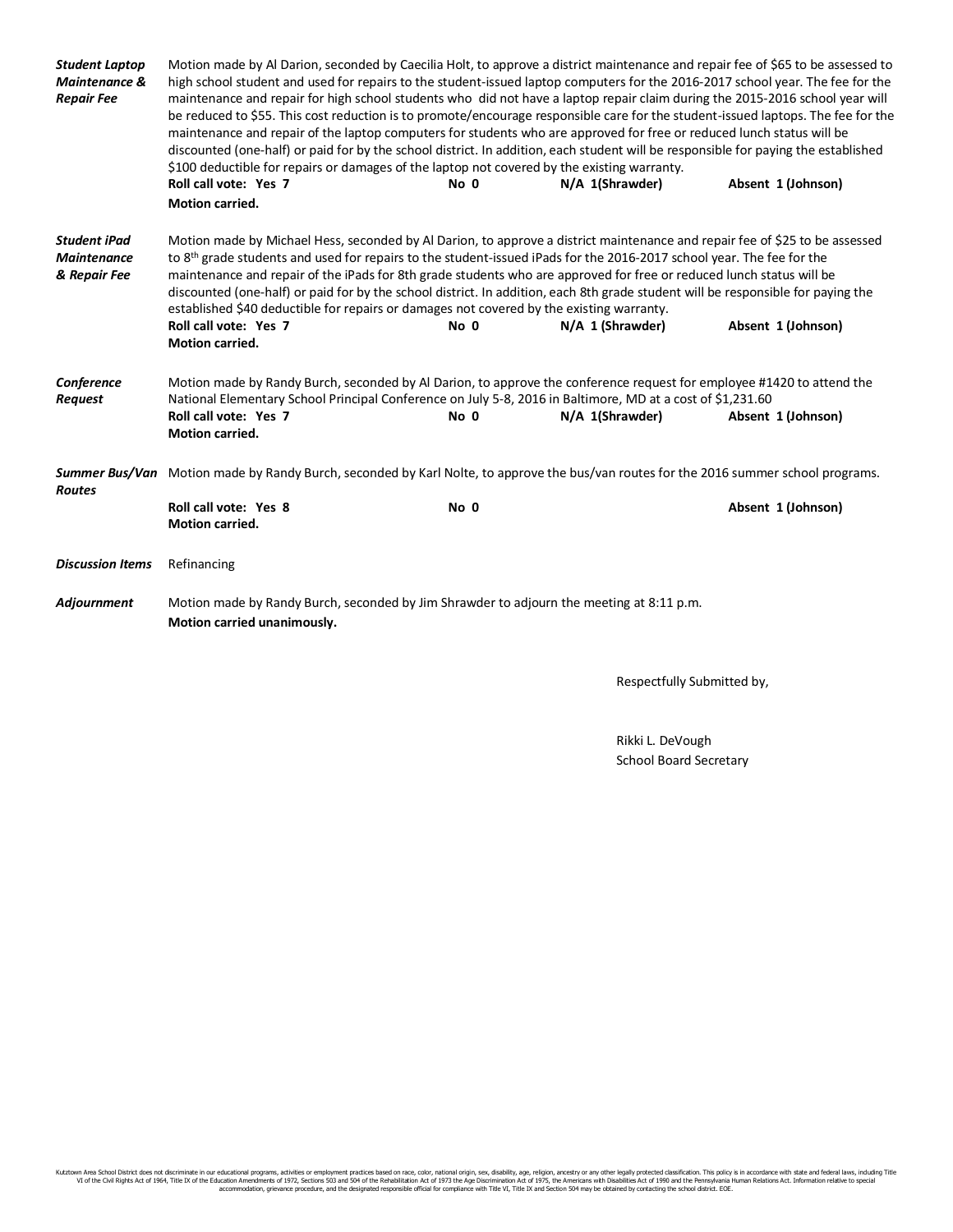***Student Laptop Maintenance & Repair Fee***

Motion made by Al Darion, seconded by Caecilia Holt, to approve a district maintenance and repair fee of $65 to be assessed to high school student and used for repairs to the student-issued laptop computers for the 2016-2017 school year. The fee for the maintenance and repair for high school students who did not have a laptop repair claim during the 2015-2016 school year will be reduced to $55. This cost reduction is to promote/encourage responsible care for the student-issued laptops. The fee for the maintenance and repair of the laptop computers for students who are approved for free or reduced lunch status will be discounted (one-half) or paid for by the school district. In addition, each student will be responsible for paying the established $100 deductible for repairs or damages of the laptop not covered by the existing warranty.

**Roll call vote: Yes 7** **No 0** **N/A 1(Shrawder)** **Absent 1 (Johnson)**

**Motion carried.**

***Student iPad Maintenance & Repair Fee***

Motion made by Michael Hess, seconded by Al Darion, to approve a district maintenance and repair fee of $25 to be assessed to 8th grade students and used for repairs to the student-issued iPads for the 2016-2017 school year. The fee for the maintenance and repair of the iPads for 8th grade students who are approved for free or reduced lunch status will be discounted (one-half) or paid for by the school district. In addition, each 8th grade student will be responsible for paying the established $40 deductible for repairs or damages not covered by the existing warranty.

**Roll call vote: Yes 7** **No 0** **N/A 1 (Shrawder)** **Absent 1 (Johnson)**

**Motion carried.**

***Conference Request***

Motion made by Randy Burch, seconded by Al Darion, to approve the conference request for employee #1420 to attend the National Elementary School Principal Conference on July 5-8, 2016 in Baltimore, MD at a cost of $1,231.60

**Roll call vote: Yes 7** **No 0** **N/A 1(Shrawder)** **Absent 1 (Johnson)**

**Motion carried.**

***Summer Bus/Van Routes***

Motion made by Randy Burch, seconded by Karl Nolte, to approve the bus/van routes for the 2016 summer school programs.

**Roll call vote: Yes 8** **No 0** **Absent 1 (Johnson)**

**Motion carried.**

***Discussion Items***

Refinancing

***Adjournment***

Motion made by Randy Burch, seconded by Jim Shrawder to adjourn the meeting at 8:11 p.m.

**Motion carried unanimously.**

Respectfully Submitted by,

Rikki L. DeVough
School Board Secretary

Kutztown Area School District does not discriminate in our educational programs, activities or employment practices based on race, color, national origin, sex, disability, age, religion, ancestry or any other legally protected classification. This policy is in accordance with state and federal laws, including Title VI of the Civil Rights Act of 1964, Title IX of the Education Amendments of 1972, Sections 503 and 504 of the Rehabilitation Act of 1973 the Age Discrimination Act of 1975, the Americans with Disabilities Act of 1990 and the Pennsylvania Human Relations Act. Information relative to special accommodation, grievance procedure, and the designated responsible official for compliance with Title VI, Title IX and Section 504 may be obtained by contacting the school district. EOE.